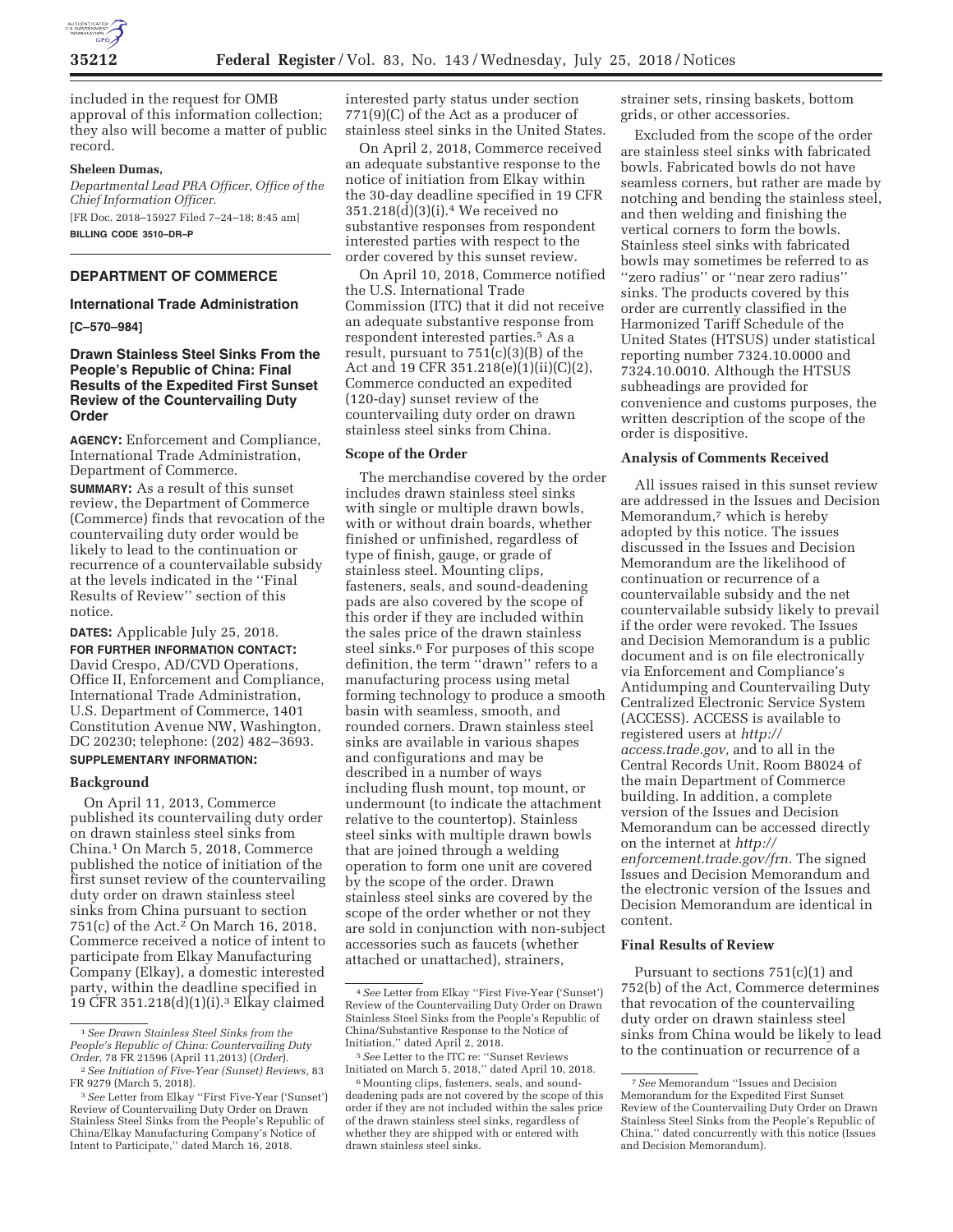included in the request for OMB approval of this information collection; they also will become a matter of public record.

**Sheleen Dumas,**

*Departmental Lead PRA Officer, Office of the Chief Information Officer.*

[FR Doc. 2018–15927 Filed 7–24–18; 8:45 am]

**BILLING CODE 3510–DR–P**

## DEPARTMENT OF COMMERCE

### International Trade Administration

**[C–570–984]**

### Drawn Stainless Steel Sinks From the People's Republic of China: Final Results of the Expedited First Sunset Review of the Countervailing Duty Order

**AGENCY:** Enforcement and Compliance, International Trade Administration, Department of Commerce.

**SUMMARY:** As a result of this sunset review, the Department of Commerce (Commerce) finds that revocation of the countervailing duty order would be likely to lead to the continuation or recurrence of a countervailable subsidy at the levels indicated in the ''Final Results of Review'' section of this notice.

**DATES:** Applicable July 25, 2018.

**FOR FURTHER INFORMATION CONTACT:** David Crespo, AD/CVD Operations, Office II, Enforcement and Compliance, International Trade Administration, U.S. Department of Commerce, 1401 Constitution Avenue NW, Washington, DC 20230; telephone: (202) 482–3693.

**SUPPLEMENTARY INFORMATION:**

#### Background

On April 11, 2013, Commerce published its countervailing duty order on drawn stainless steel sinks from China.[1] On March 5, 2018, Commerce published the notice of initiation of the first sunset review of the countervailing duty order on drawn stainless steel sinks from China pursuant to section 751(c) of the Act.[2] On March 16, 2018, Commerce received a notice of intent to participate from Elkay Manufacturing Company (Elkay), a domestic interested party, within the deadline specified in 19 CFR 351.218(d)(1)(i).[3] Elkay claimed interested party status under section 771(9)(C) of the Act as a producer of stainless steel sinks in the United States.

On April 2, 2018, Commerce received an adequate substantive response to the notice of initiation from Elkay within the 30-day deadline specified in 19 CFR 351.218(d)(3)(i).[4] We received no substantive responses from respondent interested parties with respect to the order covered by this sunset review.

On April 10, 2018, Commerce notified the U.S. International Trade Commission (ITC) that it did not receive an adequate substantive response from respondent interested parties.[5] As a result, pursuant to 751(c)(3)(B) of the Act and 19 CFR 351.218(e)(1)(ii)(C)(2), Commerce conducted an expedited (120-day) sunset review of the countervailing duty order on drawn stainless steel sinks from China.

#### Scope of the Order

The merchandise covered by the order includes drawn stainless steel sinks with single or multiple drawn bowls, with or without drain boards, whether finished or unfinished, regardless of type of finish, gauge, or grade of stainless steel. Mounting clips, fasteners, seals, and sound-deadening pads are also covered by the scope of this order if they are included within the sales price of the drawn stainless steel sinks.[6] For purposes of this scope definition, the term ''drawn'' refers to a manufacturing process using metal forming technology to produce a smooth basin with seamless, smooth, and rounded corners. Drawn stainless steel sinks are available in various shapes and configurations and may be described in a number of ways including flush mount, top mount, or undermount (to indicate the attachment relative to the countertop). Stainless steel sinks with multiple drawn bowls that are joined through a welding operation to form one unit are covered by the scope of the order. Drawn stainless steel sinks are covered by the scope of the order whether or not they are sold in conjunction with non-subject accessories such as faucets (whether attached or unattached), strainers, strainer sets, rinsing baskets, bottom grids, or other accessories.

Excluded from the scope of the order are stainless steel sinks with fabricated bowls. Fabricated bowls do not have seamless corners, but rather are made by notching and bending the stainless steel, and then welding and finishing the vertical corners to form the bowls. Stainless steel sinks with fabricated bowls may sometimes be referred to as ''zero radius'' or ''near zero radius'' sinks. The products covered by this order are currently classified in the Harmonized Tariff Schedule of the United States (HTSUS) under statistical reporting number 7324.10.0000 and 7324.10.0010. Although the HTSUS subheadings are provided for convenience and customs purposes, the written description of the scope of the order is dispositive.

#### Analysis of Comments Received

All issues raised in this sunset review are addressed in the Issues and Decision Memorandum,[7] which is hereby adopted by this notice. The issues discussed in the Issues and Decision Memorandum are the likelihood of continuation or recurrence of a countervailable subsidy and the net countervailable subsidy likely to prevail if the order were revoked. The Issues and Decision Memorandum is a public document and is on file electronically via Enforcement and Compliance's Antidumping and Countervailing Duty Centralized Electronic Service System (ACCESS). ACCESS is available to registered users at *http://access.trade.gov,* and to all in the Central Records Unit, Room B8024 of the main Department of Commerce building. In addition, a complete version of the Issues and Decision Memorandum can be accessed directly on the internet at *http://enforcement.trade.gov/frn.* The signed Issues and Decision Memorandum and the electronic version of the Issues and Decision Memorandum are identical in content.

#### Final Results of Review

Pursuant to sections 751(c)(1) and 752(b) of the Act, Commerce determines that revocation of the countervailing duty order on drawn stainless steel sinks from China would be likely to lead to the continuation or recurrence of a

---

[1] *See Drawn Stainless Steel Sinks from the People's Republic of China: Countervailing Duty Order,* 78 FR 21596 (April 11,2013) (*Order*).

[2] *See Initiation of Five-Year (Sunset) Reviews,* 83 FR 9279 (March 5, 2018).

[3] *See* Letter from Elkay ''First Five-Year ('Sunset') Review of Countervailing Duty Order on Drawn Stainless Steel Sinks from the People's Republic of China/Elkay Manufacturing Company's Notice of Intent to Participate,'' dated March 16, 2018.

[4] *See* Letter from Elkay ''First Five-Year ('Sunset') Review of the Countervailing Duty Order on Drawn Stainless Steel Sinks from the People's Republic of China/Substantive Response to the Notice of Initiation,'' dated April 2, 2018.

[5] *See* Letter to the ITC re: ''Sunset Reviews Initiated on March 5, 2018,'' dated April 10, 2018.

[6] Mounting clips, fasteners, seals, and sound-deadening pads are not covered by the scope of this order if they are not included within the sales price of the drawn stainless steel sinks, regardless of whether they are shipped with or entered with drawn stainless steel sinks.

[7] *See* Memorandum ''Issues and Decision Memorandum for the Expedited First Sunset Review of the Countervailing Duty Order on Drawn Stainless Steel Sinks from the People's Republic of China,'' dated concurrently with this notice (Issues and Decision Memorandum).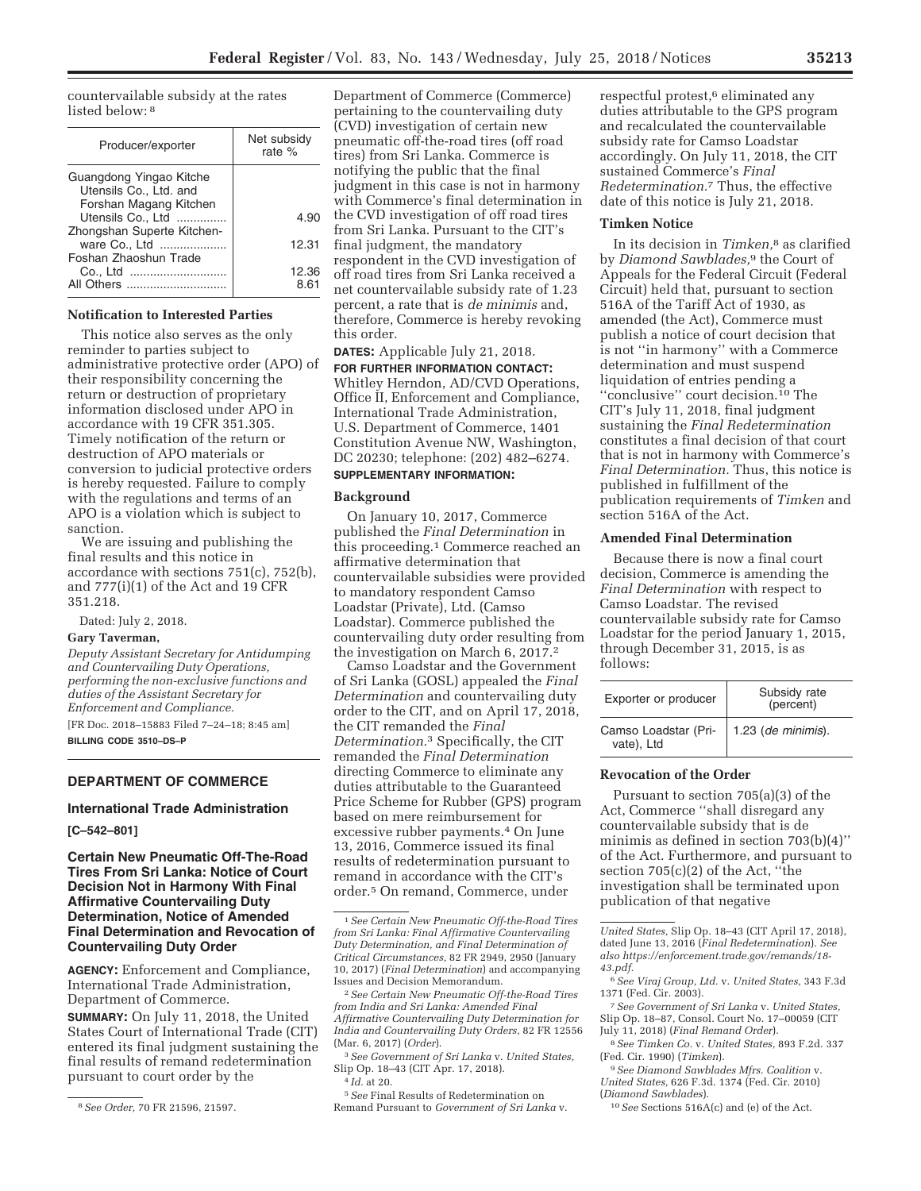countervailable subsidy at the rates listed below: [8]

| Producer/exporter | Net subsidy rate % |
| --- | --- |
| Guangdong Yingao Kitchen Utensils Co., Ltd. and Forshan Magang Kitchen Utensils Co., Ltd | 4.90 |
| Zhongshan Superte Kitchenware Co., Ltd | 12.31 |
| Foshan Zhaoshun Trade Co., Ltd | 12.36 |
| All Others | 8.61 |

**Notification to Interested Parties**

This notice also serves as the only reminder to parties subject to administrative protective order (APO) of their responsibility concerning the return or destruction of proprietary information disclosed under APO in accordance with 19 CFR 351.305. Timely notification of the return or destruction of APO materials or conversion to judicial protective orders is hereby requested. Failure to comply with the regulations and terms of an APO is a violation which is subject to sanction.

We are issuing and publishing the final results and this notice in accordance with sections 751(c), 752(b), and 777(i)(1) of the Act and 19 CFR 351.218.

Dated: July 2, 2018.

**Gary Taverman,**

*Deputy Assistant Secretary for Antidumping and Countervailing Duty Operations, performing the non-exclusive functions and duties of the Assistant Secretary for Enforcement and Compliance.*

[FR Doc. 2018–15883 Filed 7–24–18; 8:45 am]

**BILLING CODE 3510–DS–P**

[8] *See Order,* 70 FR 21596, 21597.

## DEPARTMENT OF COMMERCE

### International Trade Administration

**[C–542–801]**

### Certain New Pneumatic Off-The-Road Tires From Sri Lanka: Notice of Court Decision Not in Harmony With Final Affirmative Countervailing Duty Determination, Notice of Amended Final Determination and Revocation of Countervailing Duty Order

**AGENCY:** Enforcement and Compliance, International Trade Administration, Department of Commerce.

**SUMMARY:** On July 11, 2018, the United States Court of International Trade (CIT) entered its final judgment sustaining the final results of remand redetermination pursuant to court order by the Department of Commerce (Commerce) pertaining to the countervailing duty (CVD) investigation of certain new pneumatic off-the-road tires (off road tires) from Sri Lanka. Commerce is notifying the public that the final judgment in this case is not in harmony with Commerce's final determination in the CVD investigation of off road tires from Sri Lanka. Pursuant to the CIT's final judgment, the mandatory respondent in the CVD investigation of off road tires from Sri Lanka received a net countervailable subsidy rate of 1.23 percent, a rate that is *de minimis* and, therefore, Commerce is hereby revoking this order.

**DATES:** Applicable July 21, 2018.

**FOR FURTHER INFORMATION CONTACT:** Whitley Herndon, AD/CVD Operations, Office II, Enforcement and Compliance, International Trade Administration, U.S. Department of Commerce, 1401 Constitution Avenue NW, Washington, DC 20230; telephone: (202) 482–6274.

**SUPPLEMENTARY INFORMATION:**

**Background**

On January 10, 2017, Commerce published the *Final Determination* in this proceeding.[1] Commerce reached an affirmative determination that countervailable subsidies were provided to mandatory respondent Camso Loadstar (Private), Ltd. (Camso Loadstar). Commerce published the countervailing duty order resulting from the investigation on March 6, 2017.[2]

Camso Loadstar and the Government of Sri Lanka (GOSL) appealed the *Final Determination* and countervailing duty order to the CIT, and on April 17, 2018, the CIT remanded the *Final Determination.*[3] Specifically, the CIT remanded the *Final Determination* directing Commerce to eliminate any duties attributable to the Guaranteed Price Scheme for Rubber (GPS) program based on mere reimbursement for excessive rubber payments.[4] On June 13, 2016, Commerce issued its final results of redetermination pursuant to remand in accordance with the CIT's order.[5] On remand, Commerce, under respectful protest,[6] eliminated any duties attributable to the GPS program and recalculated the countervailable subsidy rate for Camso Loadstar accordingly. On July 11, 2018, the CIT sustained Commerce's *Final Redetermination.*[7] Thus, the effective date of this notice is July 21, 2018.

**Timken Notice**

In its decision in *Timken,*[8] as clarified by *Diamond Sawblades,*[9] the Court of Appeals for the Federal Circuit (Federal Circuit) held that, pursuant to section 516A of the Tariff Act of 1930, as amended (the Act), Commerce must publish a notice of court decision that is not "in harmony" with a Commerce determination and must suspend liquidation of entries pending a "conclusive" court decision.[10] The CIT's July 11, 2018, final judgment sustaining the *Final Redetermination* constitutes a final decision of that court that is not in harmony with Commerce's *Final Determination.* Thus, this notice is published in fulfillment of the publication requirements of *Timken* and section 516A of the Act.

**Amended Final Determination**

Because there is now a final court decision, Commerce is amending the *Final Determination* with respect to Camso Loadstar. The revised countervailable subsidy rate for Camso Loadstar for the period January 1, 2015, through December 31, 2015, is as follows:

| Exporter or producer | Subsidy rate (percent) |
| --- | --- |
| Camso Loadstar (Private), Ltd | 1.23 (*de minimis*). |

**Revocation of the Order**

Pursuant to section 705(a)(3) of the Act, Commerce "shall disregard any countervailable subsidy that is de minimis as defined in section 703(b)(4)" of the Act. Furthermore, and pursuant to section 705(c)(2) of the Act, "the investigation shall be terminated upon publication of that negative

[1] *See Certain New Pneumatic Off-the-Road Tires from Sri Lanka: Final Affirmative Countervailing Duty Determination, and Final Determination of Critical Circumstances,* 82 FR 2949, 2950 (January 10, 2017) (*Final Determination*) and accompanying Issues and Decision Memorandum.

[2] *See Certain New Pneumatic Off-the-Road Tires from India and Sri Lanka: Amended Final Affirmative Countervailing Duty Determination for India and Countervailing Duty Orders,* 82 FR 12556 (Mar. 6, 2017) (*Order*).

[3] *See Government of Sri Lanka* v. *United States,* Slip Op. 18–43 (CIT Apr. 17, 2018).

[4] *Id.* at 20.

[5] *See* Final Results of Redetermination on Remand Pursuant to *Government of Sri Lanka* v. *United States,* Slip Op. 18–43 (CIT April 17, 2018), dated June 13, 2016 (*Final Redetermination*). *See also https://enforcement.trade.gov/remands/18-43.pdf.*

[6] *See Viraj Group, Ltd.* v. *United States,* 343 F.3d 1371 (Fed. Cir. 2003).

[7] *See Government of Sri Lanka* v. *United States,* Slip Op. 18–87, Consol. Court No. 17–00059 (CIT July 11, 2018) (*Final Remand Order*).

[8] *See Timken Co.* v. *United States,* 893 F.2d. 337 (Fed. Cir. 1990) (*Timken*).

[9] *See Diamond Sawblades Mfrs. Coalition* v. *United States,* 626 F.3d. 1374 (Fed. Cir. 2010) (*Diamond Sawblades*).

[10] *See* Sections 516A(c) and (e) of the Act.